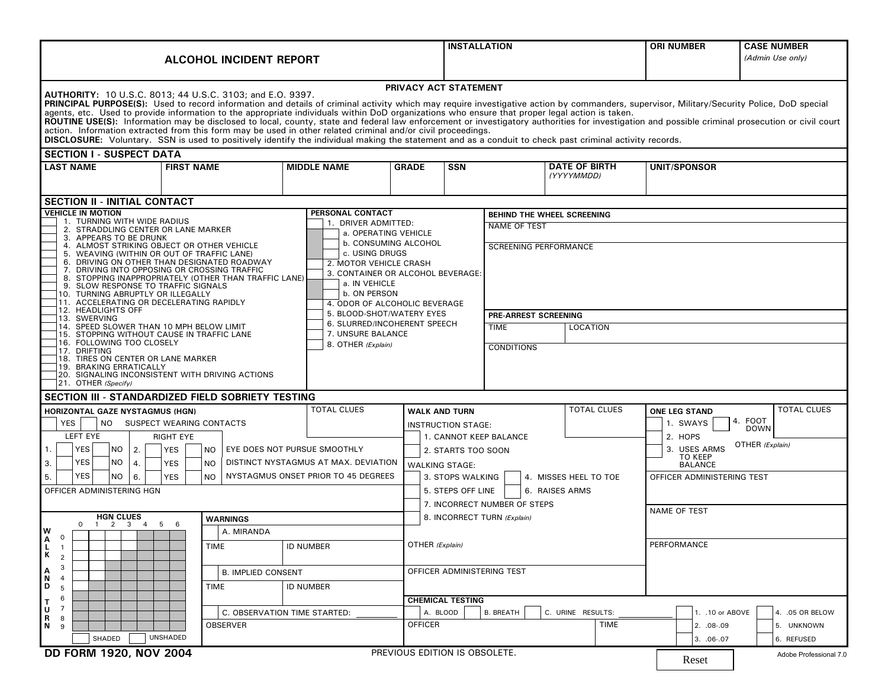# ALCOHOL INCIDENT REPORT

| INSTALLATION | ORI NUMBER | CASE NUMBER *(Admin Use only)* |
|---|---|---|
| | | |

**PRIVACY ACT STATEMENT**

**AUTHORITY:** 10 U.S.C. 8013; 44 U.S.C. 3103; and E.O. 9397.
**PRINCIPAL PURPOSE(S):** Used to record information and details of criminal activity which may require investigative action by commanders, supervisor, Military/Security Police, DoD special agents, etc. Used to provide information to the appropriate individuals within DoD organizations who ensure that proper legal action is taken.
**ROUTINE USE(S):** Information may be disclosed to local, county, state and federal law enforcement or investigatory authorities for investigation and possible criminal prosecution or civil court action. Information extracted from this form may be used in other related criminal and/or civil proceedings.
**DISCLOSURE:** Voluntary. SSN is used to positively identify the individual making the statement and as a conduit to check past criminal activity records.

## SECTION I - SUSPECT DATA

| LAST NAME | FIRST NAME | MIDDLE NAME | GRADE | SSN | DATE OF BIRTH *(YYYYMMDD)* | UNIT/SPONSOR |
|---|---|---|---|---|---|---|
| | | | | | | |

## SECTION II - INITIAL CONTACT

**VEHICLE IN MOTION**

- [ ] 1. TURNING WITH WIDE RADIUS
- [ ] 2. STRADDLING CENTER OR LANE MARKER
- [ ] 3. APPEARS TO BE DRUNK
- [ ] 4. ALMOST STRIKING OBJECT OR OTHER VEHICLE
- [ ] 5. WEAVING (WITHIN OR OUT OF TRAFFIC LANE)
- [ ] 6. DRIVING ON OTHER THAN DESIGNATED ROADWAY
- [ ] 7. DRIVING INTO OPPOSING OR CROSSING TRAFFIC
- [ ] 8. STOPPING INAPPROPRIATELY (OTHER THAN TRAFFIC LANE)
- [ ] 9. SLOW RESPONSE TO TRAFFIC SIGNALS
- [ ] 10. TURNING ABRUPTLY OR ILLEGALLY
- [ ] 11. ACCELERATING OR DECELERATING RAPIDLY
- [ ] 12. HEADLIGHTS OFF
- [ ] 13. SWERVING
- [ ] 14. SPEED SLOWER THAN 10 MPH BELOW LIMIT
- [ ] 15. STOPPING WITHOUT CAUSE IN TRAFFIC LANE
- [ ] 16. FOLLOWING TOO CLOSELY
- [ ] 17. DRIFTING
- [ ] 18. TIRES ON CENTER OR LANE MARKER
- [ ] 19. BRAKING ERRATICALLY
- [ ] 20. SIGNALING INCONSISTENT WITH DRIVING ACTIONS
- [ ] 21. OTHER *(Specify)*

**PERSONAL CONTACT**

- [ ] 1. DRIVER ADMITTED:
  - [ ] a. OPERATING VEHICLE
  - [ ] b. CONSUMING ALCOHOL
  - [ ] c. USING DRUGS
- [ ] 2. MOTOR VEHICLE CRASH
- [ ] 3. CONTAINER OR ALCOHOL BEVERAGE:
  - [ ] a. IN VEHICLE
  - [ ] b. ON PERSON
- [ ] 4. ODOR OF ALCOHOLIC BEVERAGE
- [ ] 5. BLOOD-SHOT/WATERY EYES
- [ ] 6. SLURRED/INCOHERENT SPEECH
- [ ] 7. UNSURE BALANCE
- [ ] 8. OTHER *(Explain)*

**BEHIND THE WHEEL SCREENING**

NAME OF TEST

SCREENING PERFORMANCE

**PRE-ARREST SCREENING**

| TIME | LOCATION |
|---|---|
| | |

CONDITIONS

## SECTION III - STANDARDIZED FIELD SOBRIETY TESTING

**HORIZONTAL GAZE NYSTAGMUS (HGN)**

[ ] YES [ ] NO SUSPECT WEARING CONTACTS

| LEFT EYE | | RIGHT EYE | | |
|---|---|---|---|---|
| 1. | [ ] YES [ ] NO | 2. | [ ] YES [ ] NO | EYE DOES NOT PURSUE SMOOTHLY |
| 3. | [ ] YES [ ] NO | 4. | [ ] YES [ ] NO | DISTINCT NYSTAGMUS AT MAX. DEVIATION |
| 5. | [ ] YES [ ] NO | 6. | [ ] YES [ ] NO | NYSTAGMUS ONSET PRIOR TO 45 DEGREES |

TOTAL CLUES

OFFICER ADMINISTERING HGN

**HGN CLUES** (0–6) vs. **WALK AND TURN** (0–9) grid

[ ] SHADED [ ] UNSHADED

**WARNINGS**

| A. MIRANDA | |
|---|---|
| TIME | ID NUMBER |
| **B. IMPLIED CONSENT** | |
| TIME | ID NUMBER |
| **C. OBSERVATION TIME STARTED:** | |
| OBSERVER | |

**WALK AND TURN**

TOTAL CLUES

INSTRUCTION STAGE:

- [ ] 1. CANNOT KEEP BALANCE
- [ ] 2. STARTS TOO SOON

WALKING STAGE:

- [ ] 3. STOPS WALKING
- [ ] 4. MISSES HEEL TO TOE
- [ ] 5. STEPS OFF LINE
- [ ] 6. RAISES ARMS
- [ ] 7. INCORRECT NUMBER OF STEPS
- [ ] 8. INCORRECT TURN *(Explain)*

OTHER *(Explain)*

OFFICER ADMINISTERING TEST

**ONE LEG STAND**

TOTAL CLUES

- [ ] 1. SWAYS
- [ ] 2. HOPS
- [ ] 3. USES ARMS TO KEEP BALANCE
- [ ] 4. FOOT DOWN

OTHER *(Explain)*

OFFICER ADMINISTERING TEST

NAME OF TEST

PERFORMANCE

**CHEMICAL TESTING**

[ ] A. BLOOD [ ] B. BREATH [ ] C. URINE RESULTS: ______

| OFFICER | TIME |
|---|---|
| | |

- [ ] 1. .10 or ABOVE
- [ ] 2. .08-.09
- [ ] 3. .06-.07
- [ ] 4. .05 OR BELOW
- [ ] 5. UNKNOWN
- [ ] 6. REFUSED

DD FORM 1920, NOV 2004 — PREVIOUS EDITION IS OBSOLETE.

Reset

Adobe Professional 7.0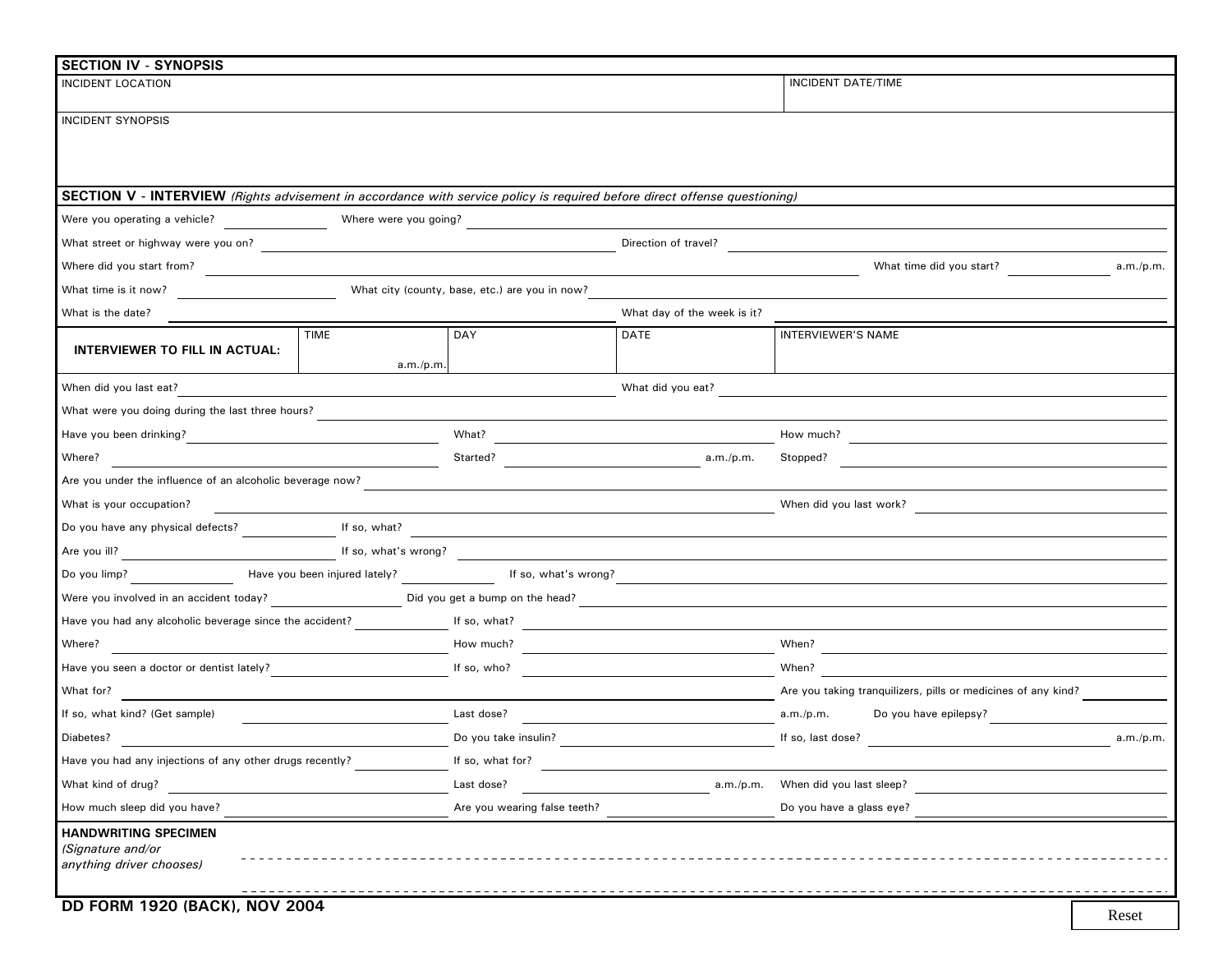## SECTION IV - SYNOPSIS

| INCIDENT LOCATION | INCIDENT DATE/TIME |
| --- | --- |
| | |

INCIDENT SYNOPSIS

## SECTION V - INTERVIEW *(Rights advisement in accordance with service policy is required before direct offense questioning)*

Were you operating a vehicle? ______ Where were you going? ______

What street or highway were you on? ______ Direction of travel? ______

Where did you start from? ______ What time did you start? ______ a.m./p.m.

What time is it now? ______ What city (county, base, etc.) are you in now? ______

What is the date? ______ What day of the week is it? ______

| INTERVIEWER TO FILL IN ACTUAL: | TIME | DAY | DATE | INTERVIEWER'S NAME |
| --- | --- | --- | --- | --- |
| | a.m./p.m. | | | |

When did you last eat? ______ What did you eat? ______

What were you doing during the last three hours? ______

Have you been drinking? ______ What? ______ How much? ______

Where? ______ Started? ______ a.m./p.m. Stopped? ______

Are you under the influence of an alcoholic beverage now? ______

What is your occupation? ______ When did you last work? ______

Do you have any physical defects? ______ If so, what? ______

Are you ill? ______ If so, what's wrong? ______

Do you limp? ______ Have you been injured lately? ______ If so, what's wrong? ______

Were you involved in an accident today? ______ Did you get a bump on the head? ______

Have you had any alcoholic beverage since the accident? ______ If so, what? ______

Where? ______ How much? ______ When? ______

Have you seen a doctor or dentist lately? ______ If so, who? ______ When? ______

What for? ______ Are you taking tranquilizers, pills or medicines of any kind? ______

If so, what kind? (Get sample) ______ Last dose? ______ a.m./p.m. Do you have epilepsy? ______

Diabetes? ______ Do you take insulin? ______ If so, last dose? ______ a.m./p.m.

Have you had any injections of any other drugs recently? ______ If so, what for? ______

What kind of drug? ______ Last dose? ______ a.m./p.m. When did you last sleep? ______

How much sleep did you have? ______ Are you wearing false teeth? ______ Do you have a glass eye? ______

**HANDWRITING SPECIMEN**
*(Signature and/or anything driver chooses)*

DD FORM 1920 (BACK), NOV 2004

Reset